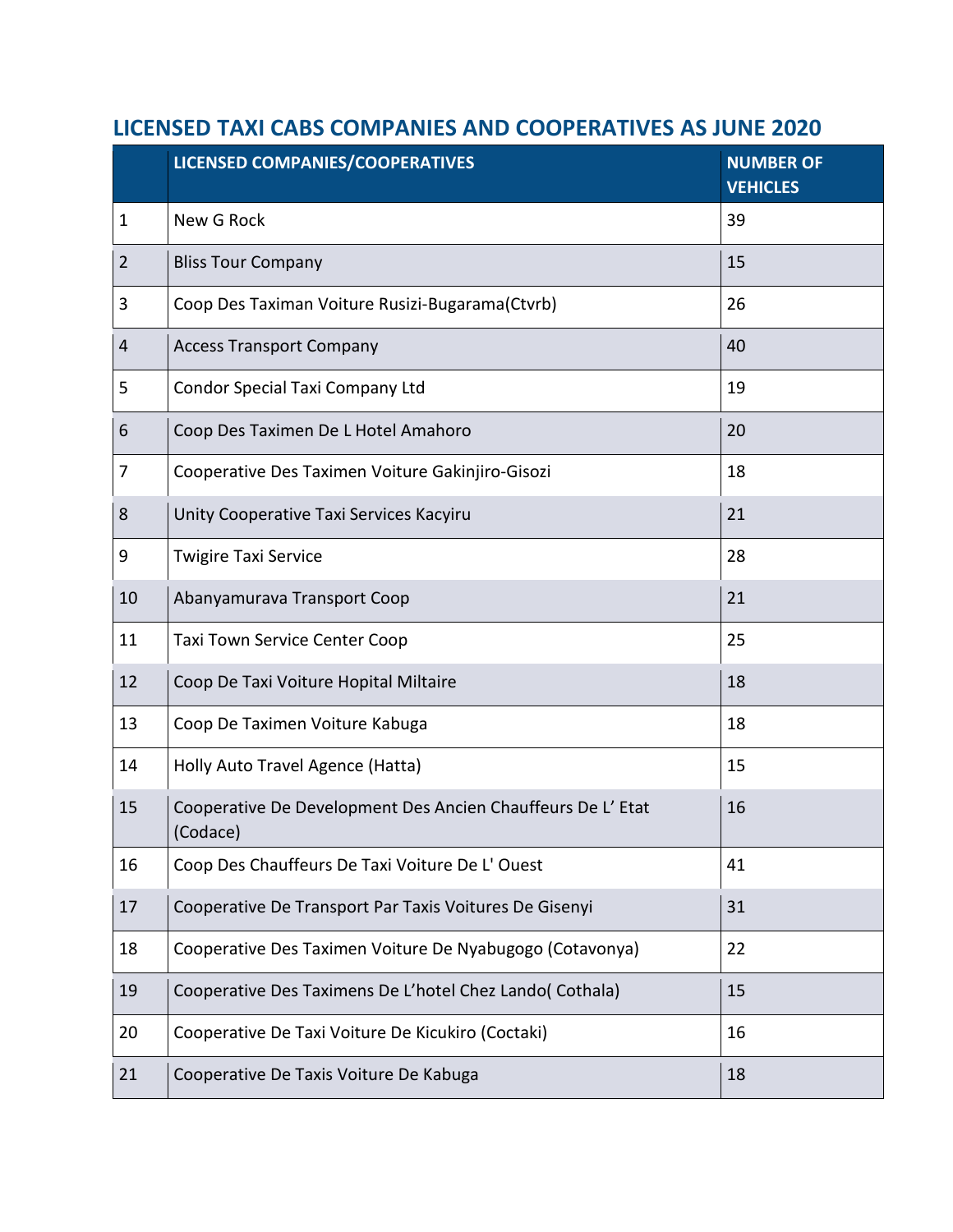## LICENSED TAXI CABS COMPANIES AND COOPERATIVES AS JUNE 2020

| | LICENSED COMPANIES/COOPERATIVES | NUMBER OF VEHICLES |
|---|---|---|
| 1 | New G Rock | 39 |
| 2 | Bliss Tour Company | 15 |
| 3 | Coop Des Taximan Voiture Rusizi-Bugarama(Ctvrb) | 26 |
| 4 | Access Transport Company | 40 |
| 5 | Condor Special Taxi Company Ltd | 19 |
| 6 | Coop Des Taximen De L Hotel Amahoro | 20 |
| 7 | Cooperative Des Taximen Voiture Gakinjiro-Gisozi | 18 |
| 8 | Unity Cooperative Taxi Services Kacyiru | 21 |
| 9 | Twigire Taxi Service | 28 |
| 10 | Abanyamurava Transport Coop | 21 |
| 11 | Taxi Town Service Center Coop | 25 |
| 12 | Coop De Taxi Voiture Hopital Miltaire | 18 |
| 13 | Coop De Taximen Voiture Kabuga | 18 |
| 14 | Holly Auto Travel Agence (Hatta) | 15 |
| 15 | Cooperative De Development Des Ancien Chauffeurs De L' Etat (Codace) | 16 |
| 16 | Coop Des Chauffeurs De Taxi Voiture De L' Ouest | 41 |
| 17 | Cooperative De Transport Par Taxis Voitures De Gisenyi | 31 |
| 18 | Cooperative Des Taximen Voiture De Nyabugogo (Cotavonya) | 22 |
| 19 | Cooperative Des Taximens De L'hotel Chez Lando( Cothala) | 15 |
| 20 | Cooperative De Taxi Voiture De Kicukiro (Coctaki) | 16 |
| 21 | Cooperative De Taxis Voiture De Kabuga | 18 |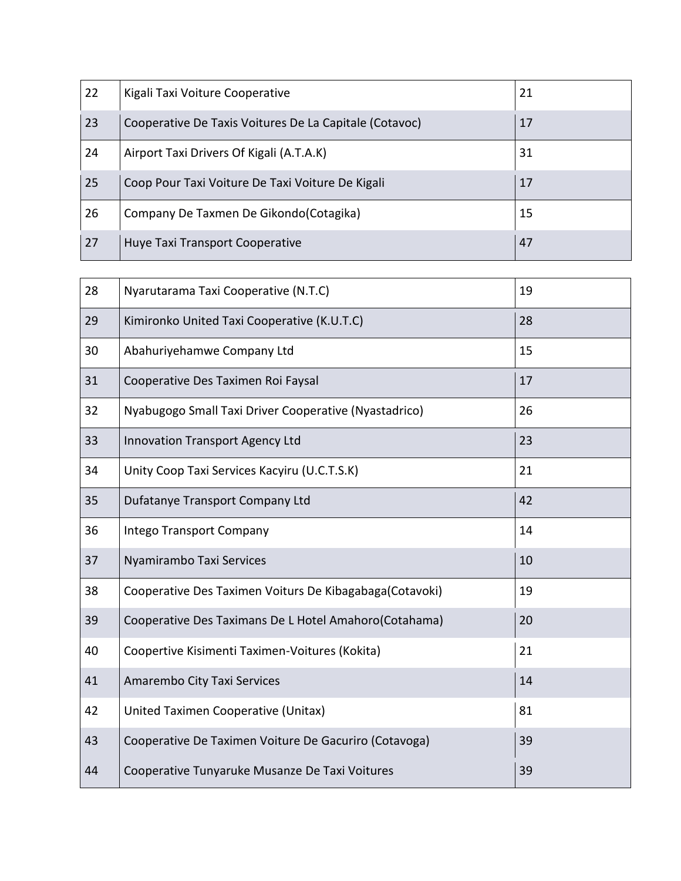| | | |
|---|---|---|
| 22 | Kigali Taxi Voiture Cooperative | 21 |
| 23 | Cooperative De Taxis Voitures De La Capitale (Cotavoc) | 17 |
| 24 | Airport Taxi Drivers Of Kigali (A.T.A.K) | 31 |
| 25 | Coop Pour Taxi Voiture De Taxi Voiture De Kigali | 17 |
| 26 | Company De Taxmen De Gikondo(Cotagika) | 15 |
| 27 | Huye Taxi Transport Cooperative | 47 |
| 28 | Nyarutarama Taxi Cooperative (N.T.C) | 19 |
| 29 | Kimironko United Taxi Cooperative (K.U.T.C) | 28 |
| 30 | Abahuriyehamwe Company Ltd | 15 |
| 31 | Cooperative Des Taximen Roi Faysal | 17 |
| 32 | Nyabugogo Small Taxi Driver Cooperative (Nyastadrico) | 26 |
| 33 | Innovation Transport Agency Ltd | 23 |
| 34 | Unity Coop Taxi Services Kacyiru (U.C.T.S.K) | 21 |
| 35 | Dufatanye Transport Company Ltd | 42 |
| 36 | Intego Transport Company | 14 |
| 37 | Nyamirambo Taxi Services | 10 |
| 38 | Cooperative Des Taximen Voiturs De Kibagabaga(Cotavoki) | 19 |
| 39 | Cooperative Des Taximans De L Hotel Amahoro(Cotahama) | 20 |
| 40 | Coopertive Kisimenti Taximen-Voitures (Kokita) | 21 |
| 41 | Amarembo City Taxi Services | 14 |
| 42 | United Taximen Cooperative (Unitax) | 81 |
| 43 | Cooperative De Taximen Voiture De Gacuriro (Cotavoga) | 39 |
| 44 | Cooperative Tunyaruke Musanze De Taxi Voitures | 39 |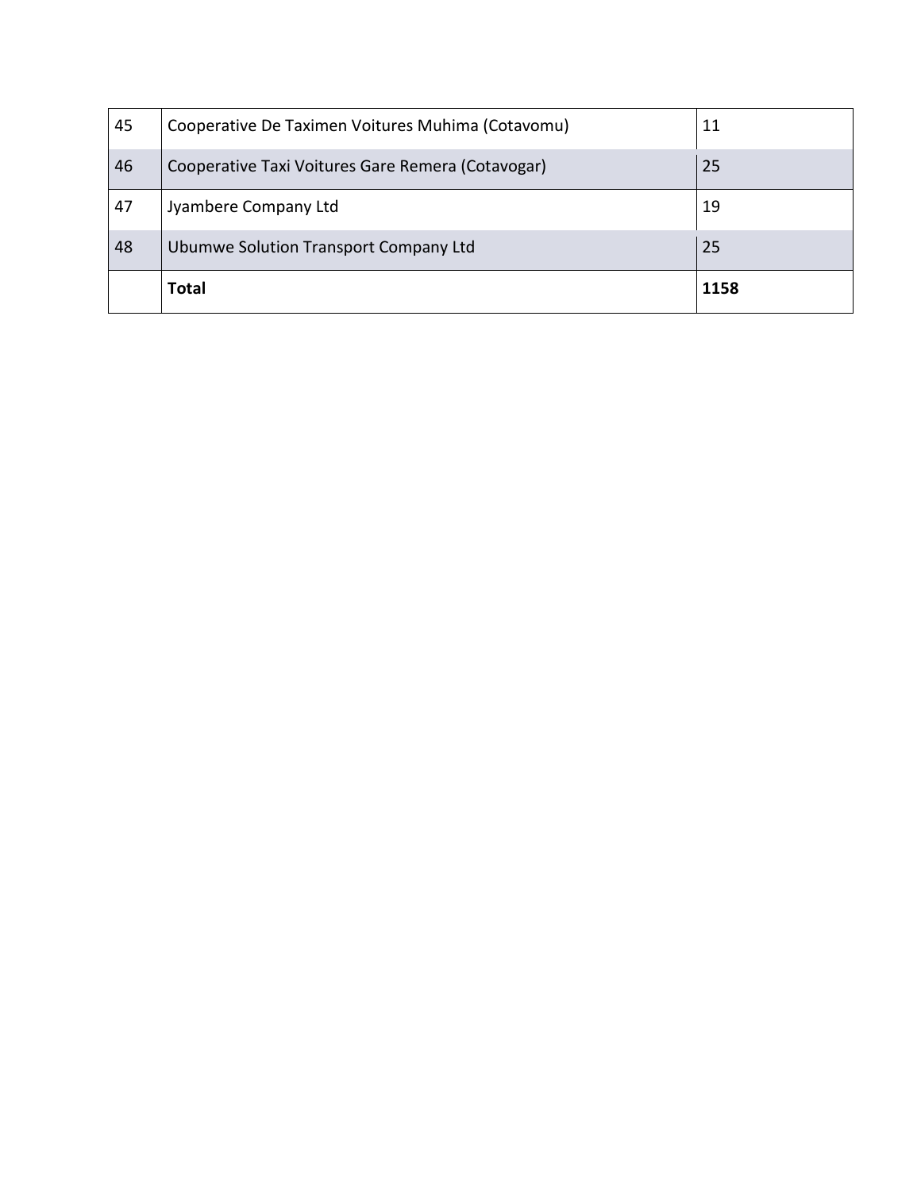| | | |
|---|---|---|
| 45 | Cooperative De Taximen Voitures Muhima (Cotavomu) | 11 |
| 46 | Cooperative Taxi Voitures Gare Remera (Cotavogar) | 25 |
| 47 | Jyambere Company Ltd | 19 |
| 48 | Ubumwe Solution Transport Company Ltd | 25 |
| | **Total** | **1158** |